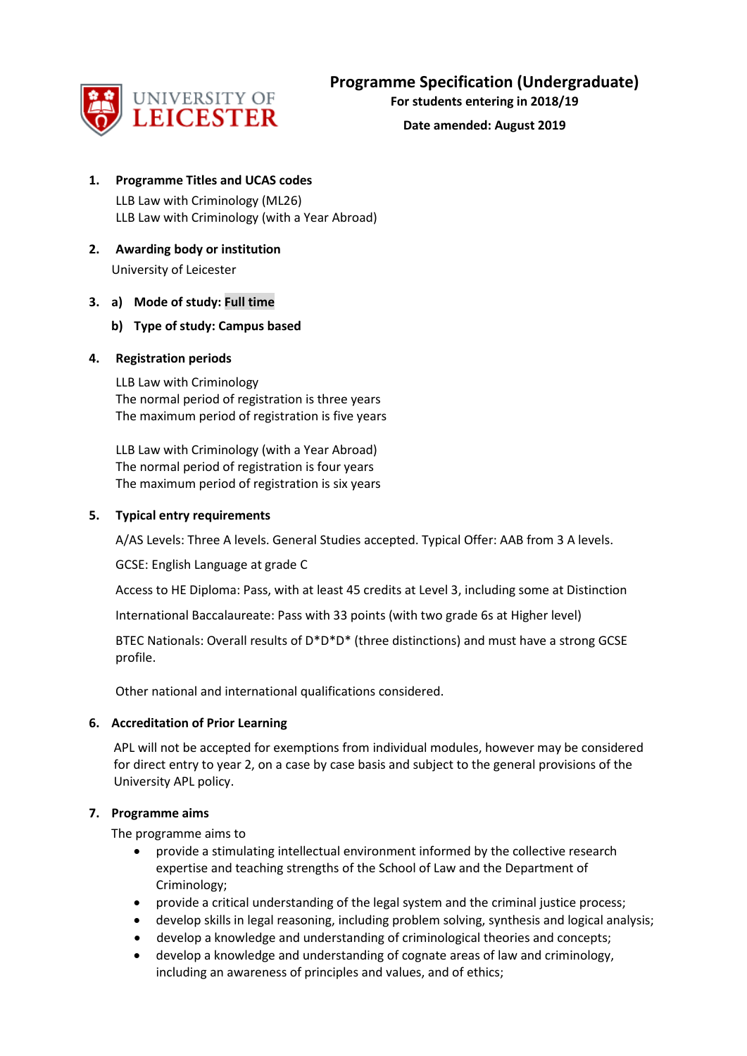UNIVERSITY OF LEICESTER

# Programme Specification (Undergraduate)

**For students entering in 2018/19**

**Date amended: August 2019**

1. **Programme Titles and UCAS codes**

   LLB Law with Criminology (ML26)
   LLB Law with Criminology (with a Year Abroad)

2. **Awarding body or institution**

   University of Leicester

3. a) **Mode of study: Full time**

   b) **Type of study: Campus based**

4. **Registration periods**

   LLB Law with Criminology
   The normal period of registration is three years
   The maximum period of registration is five years

   LLB Law with Criminology (with a Year Abroad)
   The normal period of registration is four years
   The maximum period of registration is six years

5. **Typical entry requirements**

   A/AS Levels: Three A levels. General Studies accepted. Typical Offer: AAB from 3 A levels.

   GCSE: English Language at grade C

   Access to HE Diploma: Pass, with at least 45 credits at Level 3, including some at Distinction

   International Baccalaureate: Pass with 33 points (with two grade 6s at Higher level)

   BTEC Nationals: Overall results of D*D*D* (three distinctions) and must have a strong GCSE profile.

   Other national and international qualifications considered.

6. **Accreditation of Prior Learning**

   APL will not be accepted for exemptions from individual modules, however may be considered for direct entry to year 2, on a case by case basis and subject to the general provisions of the University APL policy.

7. **Programme aims**

   The programme aims to

   - provide a stimulating intellectual environment informed by the collective research expertise and teaching strengths of the School of Law and the Department of Criminology;
   - provide a critical understanding of the legal system and the criminal justice process;
   - develop skills in legal reasoning, including problem solving, synthesis and logical analysis;
   - develop a knowledge and understanding of criminological theories and concepts;
   - develop a knowledge and understanding of cognate areas of law and criminology, including an awareness of principles and values, and of ethics;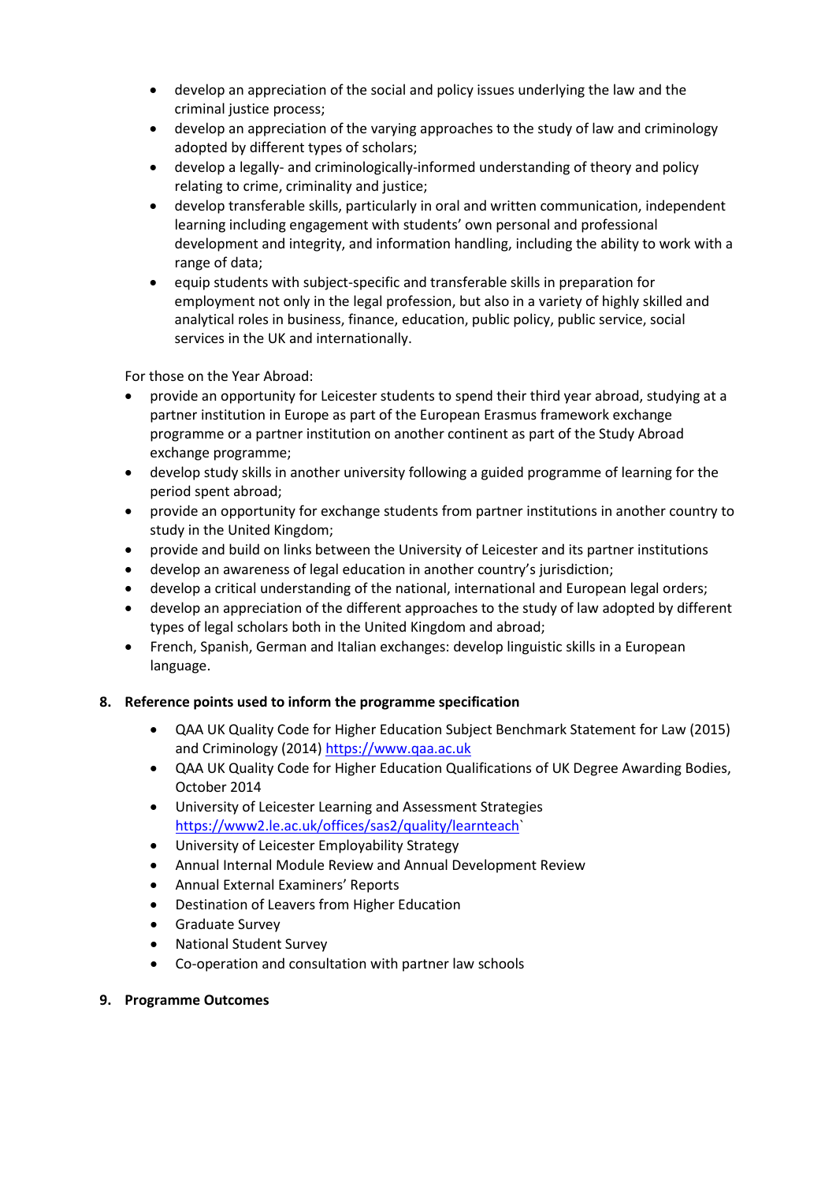- develop an appreciation of the social and policy issues underlying the law and the criminal justice process;
- develop an appreciation of the varying approaches to the study of law and criminology adopted by different types of scholars;
- develop a legally- and criminologically-informed understanding of theory and policy relating to crime, criminality and justice;
- develop transferable skills, particularly in oral and written communication, independent learning including engagement with students' own personal and professional development and integrity, and information handling, including the ability to work with a range of data;
- equip students with subject-specific and transferable skills in preparation for employment not only in the legal profession, but also in a variety of highly skilled and analytical roles in business, finance, education, public policy, public service, social services in the UK and internationally.

For those on the Year Abroad:

- provide an opportunity for Leicester students to spend their third year abroad, studying at a partner institution in Europe as part of the European Erasmus framework exchange programme or a partner institution on another continent as part of the Study Abroad exchange programme;
- develop study skills in another university following a guided programme of learning for the period spent abroad;
- provide an opportunity for exchange students from partner institutions in another country to study in the United Kingdom;
- provide and build on links between the University of Leicester and its partner institutions
- develop an awareness of legal education in another country's jurisdiction;
- develop a critical understanding of the national, international and European legal orders;
- develop an appreciation of the different approaches to the study of law adopted by different types of legal scholars both in the United Kingdom and abroad;
- French, Spanish, German and Italian exchanges: develop linguistic skills in a European language.

## 8. Reference points used to inform the programme specification

- QAA UK Quality Code for Higher Education Subject Benchmark Statement for Law (2015) and Criminology (2014) https://www.qaa.ac.uk
- QAA UK Quality Code for Higher Education Qualifications of UK Degree Awarding Bodies, October 2014
- University of Leicester Learning and Assessment Strategies https://www2.le.ac.uk/offices/sas2/quality/learnteach`
- University of Leicester Employability Strategy
- Annual Internal Module Review and Annual Development Review
- Annual External Examiners' Reports
- Destination of Leavers from Higher Education
- Graduate Survey
- National Student Survey
- Co-operation and consultation with partner law schools

## 9. Programme Outcomes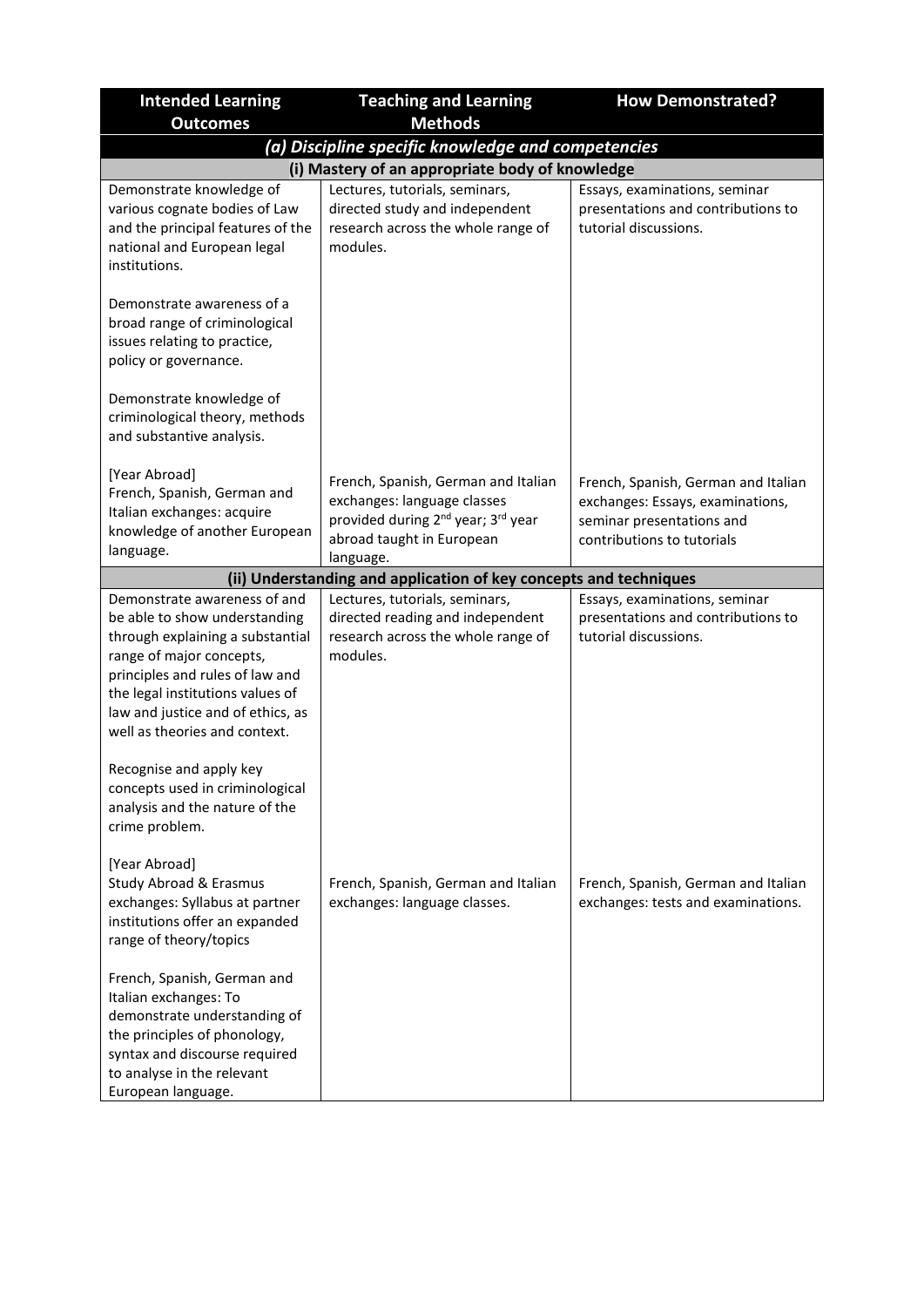| Intended Learning Outcomes | Teaching and Learning Methods | How Demonstrated? |
|---|---|---|
| ***(a) Discipline specific knowledge and competencies*** | | |
| **(i) Mastery of an appropriate body of knowledge** | | |
| Demonstrate knowledge of various cognate bodies of Law and the principal features of the national and European legal institutions.<br><br>Demonstrate awareness of a broad range of criminological issues relating to practice, policy or governance.<br><br>Demonstrate knowledge of criminological theory, methods and substantive analysis. | Lectures, tutorials, seminars, directed study and independent research across the whole range of modules. | Essays, examinations, seminar presentations and contributions to tutorial discussions. |
| [Year Abroad]<br>French, Spanish, German and Italian exchanges: acquire knowledge of another European language. | French, Spanish, German and Italian exchanges: language classes provided during 2nd year; 3rd year abroad taught in European language. | French, Spanish, German and Italian exchanges: Essays, examinations, seminar presentations and contributions to tutorials |
| **(ii) Understanding and application of key concepts and techniques** | | |
| Demonstrate awareness of and be able to show understanding through explaining a substantial range of major concepts, principles and rules of law and the legal institutions values of law and justice and of ethics, as well as theories and context.<br><br>Recognise and apply key concepts used in criminological analysis and the nature of the crime problem. | Lectures, tutorials, seminars, directed reading and independent research across the whole range of modules. | Essays, examinations, seminar presentations and contributions to tutorial discussions. |
| [Year Abroad]<br>Study Abroad & Erasmus exchanges: Syllabus at partner institutions offer an expanded range of theory/topics<br><br>French, Spanish, German and Italian exchanges: To demonstrate understanding of the principles of phonology, syntax and discourse required to analyse in the relevant European language. | French, Spanish, German and Italian exchanges: language classes. | French, Spanish, German and Italian exchanges: tests and examinations. |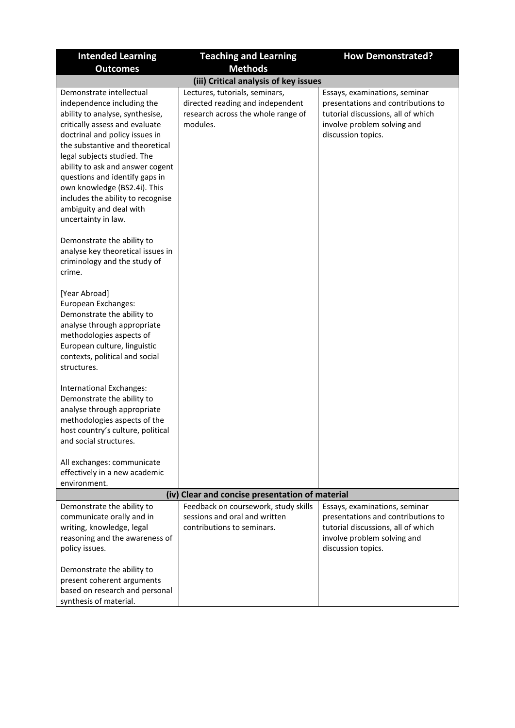| Intended Learning Outcomes | Teaching and Learning Methods | How Demonstrated? |
|---|---|---|
| **(iii) Critical analysis of key issues** | | |
| Demonstrate intellectual independence including the ability to analyse, synthesise, critically assess and evaluate doctrinal and policy issues in the substantive and theoretical legal subjects studied. The ability to ask and answer cogent questions and identify gaps in own knowledge (BS2.4i). This includes the ability to recognise ambiguity and deal with uncertainty in law.<br><br>Demonstrate the ability to analyse key theoretical issues in criminology and the study of crime.<br><br>[Year Abroad]<br>European Exchanges:<br>Demonstrate the ability to analyse through appropriate methodologies aspects of European culture, linguistic contexts, political and social structures.<br><br>International Exchanges:<br>Demonstrate the ability to analyse through appropriate methodologies aspects of the host country's culture, political and social structures.<br><br>All exchanges: communicate effectively in a new academic environment. | Lectures, tutorials, seminars, directed reading and independent research across the whole range of modules. | Essays, examinations, seminar presentations and contributions to tutorial discussions, all of which involve problem solving and discussion topics. |
| **(iv) Clear and concise presentation of material** | | |
| Demonstrate the ability to communicate orally and in writing, knowledge, legal reasoning and the awareness of policy issues.<br><br>Demonstrate the ability to present coherent arguments based on research and personal synthesis of material. | Feedback on coursework, study skills sessions and oral and written contributions to seminars. | Essays, examinations, seminar presentations and contributions to tutorial discussions, all of which involve problem solving and discussion topics. |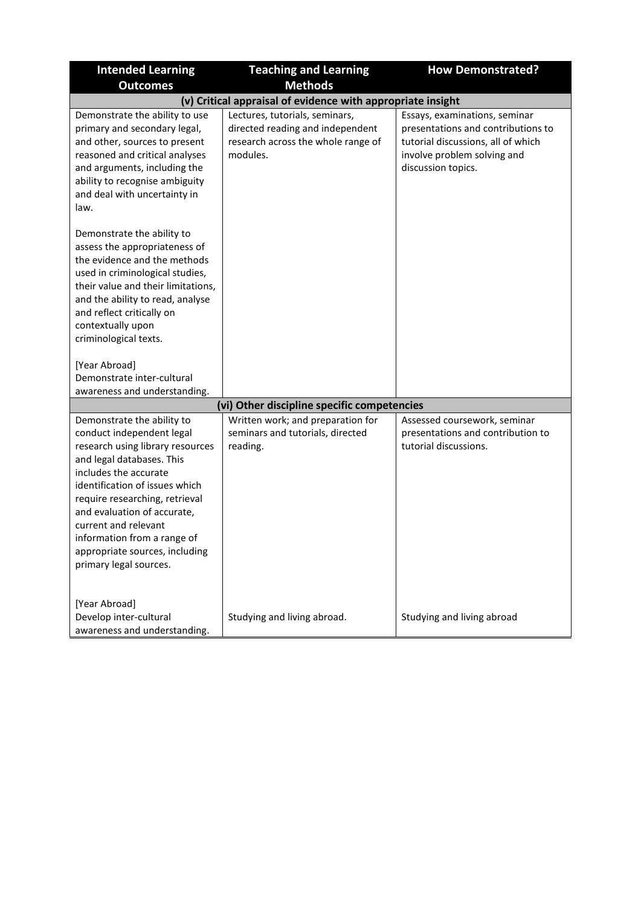| Intended Learning Outcomes | Teaching and Learning Methods | How Demonstrated? |
| --- | --- | --- |
| **(v) Critical appraisal of evidence with appropriate insight** | | |
| Demonstrate the ability to use primary and secondary legal, and other, sources to present reasoned and critical analyses and arguments, including the ability to recognise ambiguity and deal with uncertainty in law.<br><br>Demonstrate the ability to assess the appropriateness of the evidence and the methods used in criminological studies, their value and their limitations, and the ability to read, analyse and reflect critically on contextually upon criminological texts.<br><br>[Year Abroad]<br>Demonstrate inter-cultural awareness and understanding. | Lectures, tutorials, seminars, directed reading and independent research across the whole range of modules. | Essays, examinations, seminar presentations and contributions to tutorial discussions, all of which involve problem solving and discussion topics. |
| **(vi) Other discipline specific competencies** | | |
| Demonstrate the ability to conduct independent legal research using library resources and legal databases. This includes the accurate identification of issues which require researching, retrieval and evaluation of accurate, current and relevant information from a range of appropriate sources, including primary legal sources. | Written work; and preparation for seminars and tutorials, directed reading. | Assessed coursework, seminar presentations and contribution to tutorial discussions. |
| [Year Abroad]<br>Develop inter-cultural awareness and understanding. | Studying and living abroad. | Studying and living abroad |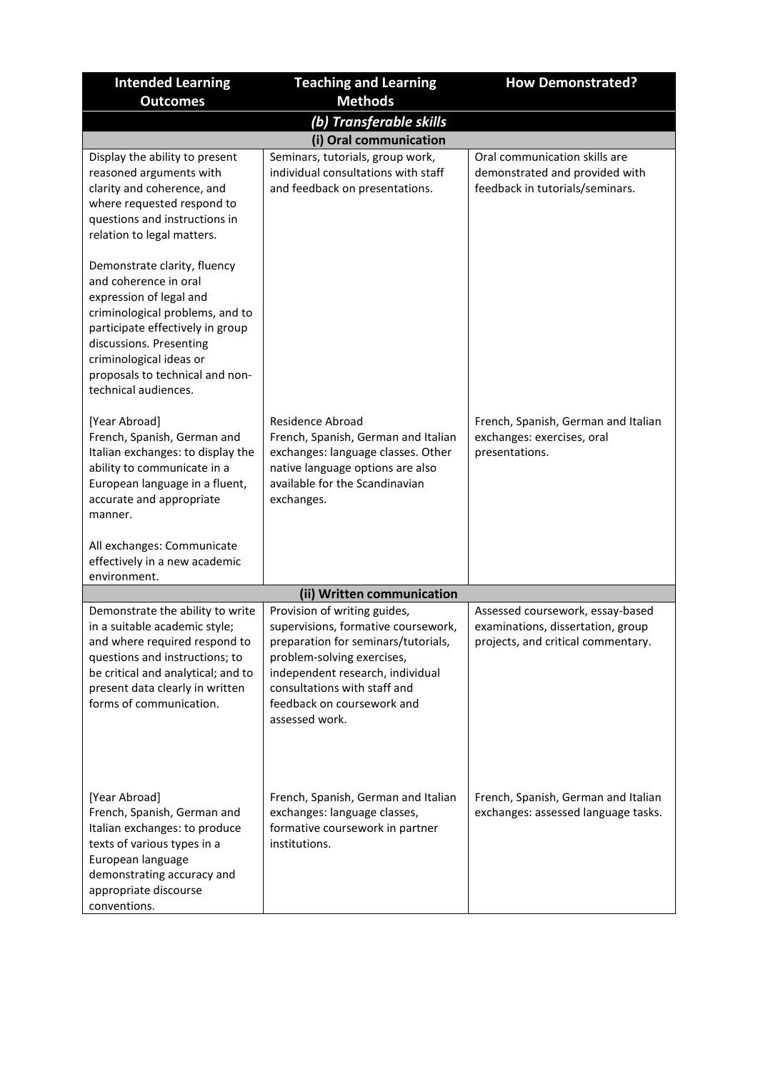| Intended Learning Outcomes | Teaching and Learning Methods | How Demonstrated? |
|---|---|---|
| ***(b) Transferable skills*** | | |
| **(i) Oral communication** | | |
| Display the ability to present reasoned arguments with clarity and coherence, and where requested respond to questions and instructions in relation to legal matters.<br><br>Demonstrate clarity, fluency and coherence in oral expression of legal and criminological problems, and to participate effectively in group discussions. Presenting criminological ideas or proposals to technical and non-technical audiences. | Seminars, tutorials, group work, individual consultations with staff and feedback on presentations. | Oral communication skills are demonstrated and provided with feedback in tutorials/seminars. |
| [Year Abroad]<br>French, Spanish, German and Italian exchanges: to display the ability to communicate in a European language in a fluent, accurate and appropriate manner.<br><br>All exchanges: Communicate effectively in a new academic environment. | Residence Abroad<br>French, Spanish, German and Italian exchanges: language classes. Other native language options are also available for the Scandinavian exchanges. | French, Spanish, German and Italian exchanges: exercises, oral presentations. |
| **(ii) Written communication** | | |
| Demonstrate the ability to write in a suitable academic style; and where required respond to questions and instructions; to be critical and analytical; and to present data clearly in written forms of communication. | Provision of writing guides, supervisions, formative coursework, preparation for seminars/tutorials, problem-solving exercises, independent research, individual consultations with staff and feedback on coursework and assessed work. | Assessed coursework, essay-based examinations, dissertation, group projects, and critical commentary. |
| [Year Abroad]<br>French, Spanish, German and Italian exchanges: to produce texts of various types in a European language demonstrating accuracy and appropriate discourse conventions. | French, Spanish, German and Italian exchanges: language classes, formative coursework in partner institutions. | French, Spanish, German and Italian exchanges: assessed language tasks. |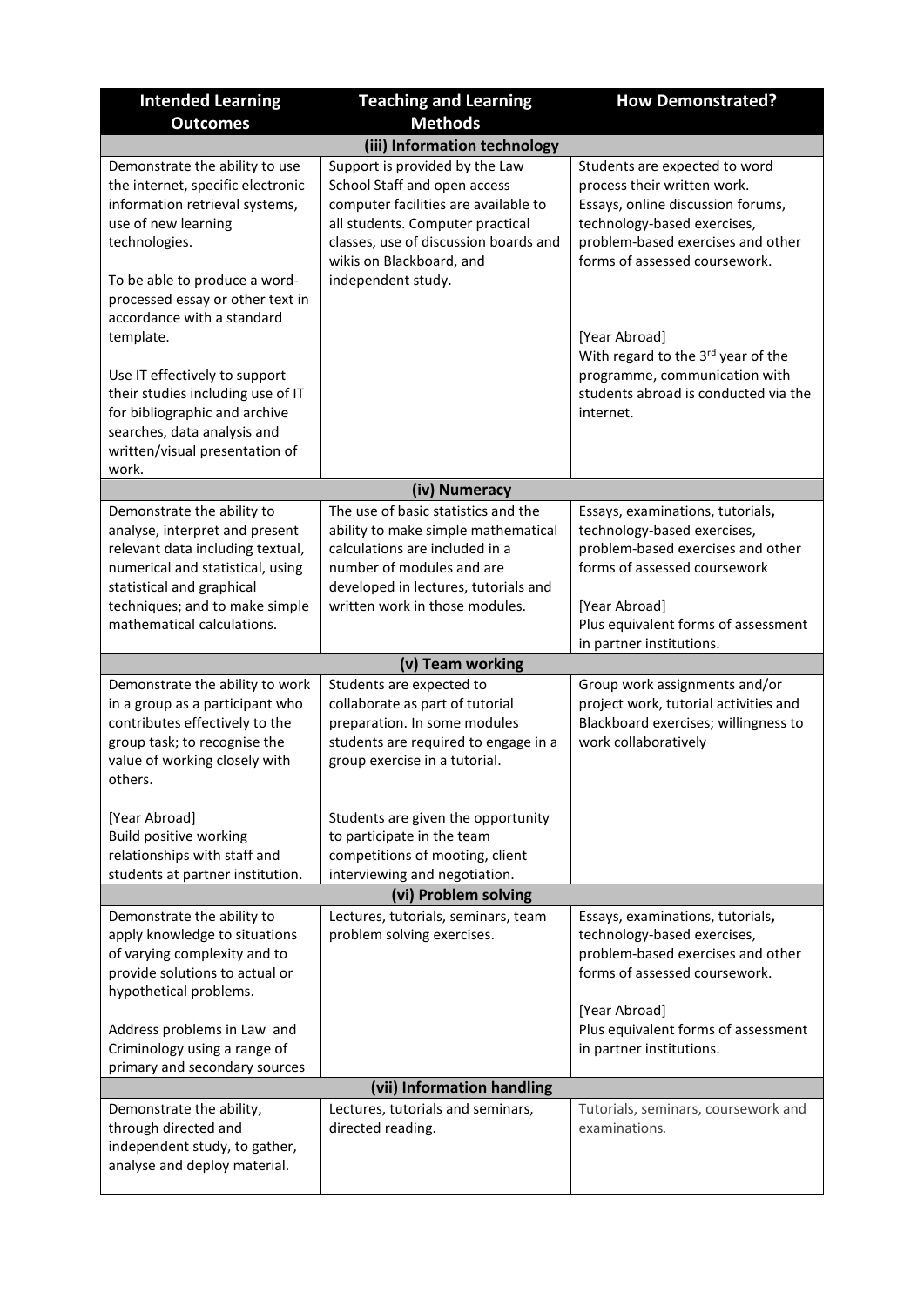| Intended Learning Outcomes | Teaching and Learning Methods | How Demonstrated? |
|---|---|---|
| **(iii) Information technology** | | |
| Demonstrate the ability to use the internet, specific electronic information retrieval systems, use of new learning technologies.<br><br>To be able to produce a word-processed essay or other text in accordance with a standard template.<br><br>Use IT effectively to support their studies including use of IT for bibliographic and archive searches, data analysis and written/visual presentation of work. | Support is provided by the Law School Staff and open access computer facilities are available to all students. Computer practical classes, use of discussion boards and wikis on Blackboard, and independent study. | Students are expected to word process their written work. Essays, online discussion forums, technology-based exercises, problem-based exercises and other forms of assessed coursework.<br><br>[Year Abroad]<br>With regard to the 3rd year of the programme, communication with students abroad is conducted via the internet. |
| **(iv) Numeracy** | | |
| Demonstrate the ability to analyse, interpret and present relevant data including textual, numerical and statistical, using statistical and graphical techniques; and to make simple mathematical calculations. | The use of basic statistics and the ability to make simple mathematical calculations are included in a number of modules and are developed in lectures, tutorials and written work in those modules. | Essays, examinations, tutorials, technology-based exercises, problem-based exercises and other forms of assessed coursework<br><br>[Year Abroad]<br>Plus equivalent forms of assessment in partner institutions. |
| **(v) Team working** | | |
| Demonstrate the ability to work in a group as a participant who contributes effectively to the group task; to recognise the value of working closely with others.<br><br>[Year Abroad]<br>Build positive working relationships with staff and students at partner institution. | Students are expected to collaborate as part of tutorial preparation. In some modules students are required to engage in a group exercise in a tutorial.<br><br>Students are given the opportunity to participate in the team competitions of mooting, client interviewing and negotiation. | Group work assignments and/or project work, tutorial activities and Blackboard exercises; willingness to work collaboratively |
| **(vi) Problem solving** | | |
| Demonstrate the ability to apply knowledge to situations of varying complexity and to provide solutions to actual or hypothetical problems.<br><br>Address problems in Law and Criminology using a range of primary and secondary sources | Lectures, tutorials, seminars, team problem solving exercises. | Essays, examinations, tutorials, technology-based exercises, problem-based exercises and other forms of assessed coursework.<br><br>[Year Abroad]<br>Plus equivalent forms of assessment in partner institutions. |
| **(vii) Information handling** | | |
| Demonstrate the ability, through directed and independent study, to gather, analyse and deploy material. | Lectures, tutorials and seminars, directed reading. | Tutorials, seminars, coursework and examinations. |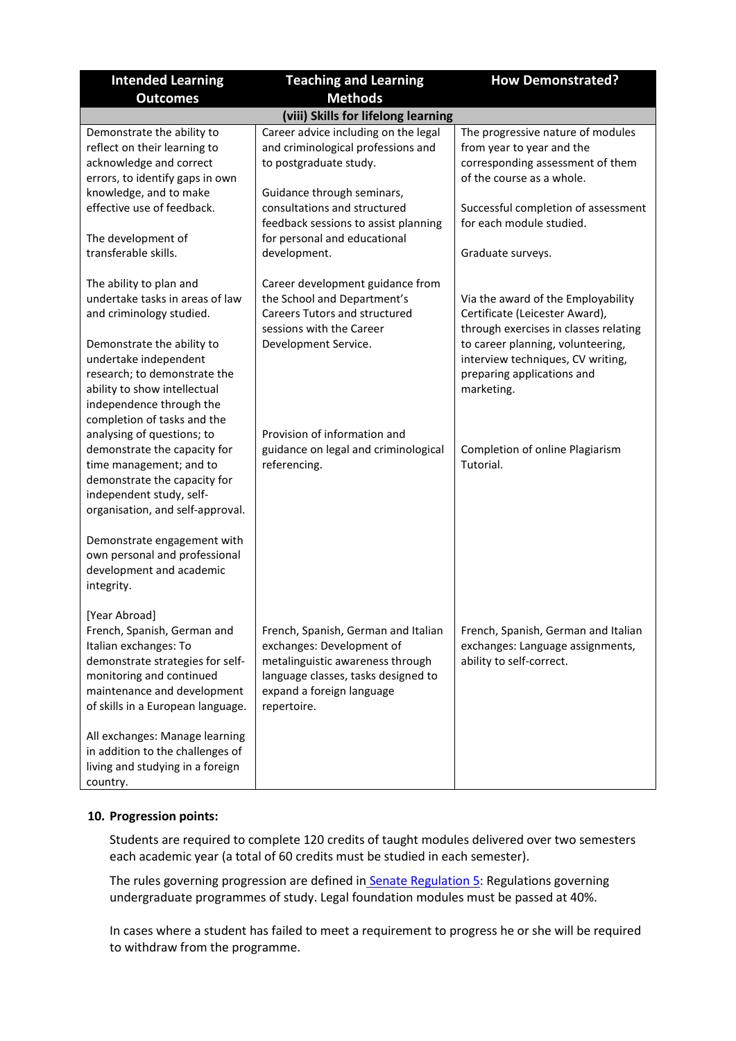| Intended Learning Outcomes | Teaching and Learning Methods | How Demonstrated? |
|---|---|---|
| **(viii) Skills for lifelong learning** | | |
| Demonstrate the ability to reflect on their learning to acknowledge and correct errors, to identify gaps in own knowledge, and to make effective use of feedback.<br><br>The development of transferable skills.<br><br>The ability to plan and undertake tasks in areas of law and criminology studied.<br><br>Demonstrate the ability to undertake independent research; to demonstrate the ability to show intellectual independence through the completion of tasks and the analysing of questions; to demonstrate the capacity for time management; and to demonstrate the capacity for independent study, self-organisation, and self-approval.<br><br>Demonstrate engagement with own personal and professional development and academic integrity. | Career advice including on the legal and criminological professions and to postgraduate study.<br><br>Guidance through seminars, consultations and structured feedback sessions to assist planning for personal and educational development.<br><br>Career development guidance from the School and Department's Careers Tutors and structured sessions with the Career Development Service.<br><br>Provision of information and guidance on legal and criminological referencing. | The progressive nature of modules from year to year and the corresponding assessment of them of the course as a whole.<br><br>Successful completion of assessment for each module studied.<br><br>Graduate surveys.<br><br>Via the award of the Employability Certificate (Leicester Award), through exercises in classes relating to career planning, volunteering, interview techniques, CV writing, preparing applications and marketing.<br><br>Completion of online Plagiarism Tutorial. |
| [Year Abroad]<br>French, Spanish, German and Italian exchanges: To demonstrate strategies for self-monitoring and continued maintenance and development of skills in a European language.<br><br>All exchanges: Manage learning in addition to the challenges of living and studying in a foreign country. | French, Spanish, German and Italian exchanges: Development of metalinguistic awareness through language classes, tasks designed to expand a foreign language repertoire. | French, Spanish, German and Italian exchanges: Language assignments, ability to self-correct. |

### 10. Progression points:

Students are required to complete 120 credits of taught modules delivered over two semesters each academic year (a total of 60 credits must be studied in each semester).

The rules governing progression are defined in Senate Regulation 5: Regulations governing undergraduate programmes of study. Legal foundation modules must be passed at 40%.

In cases where a student has failed to meet a requirement to progress he or she will be required to withdraw from the programme.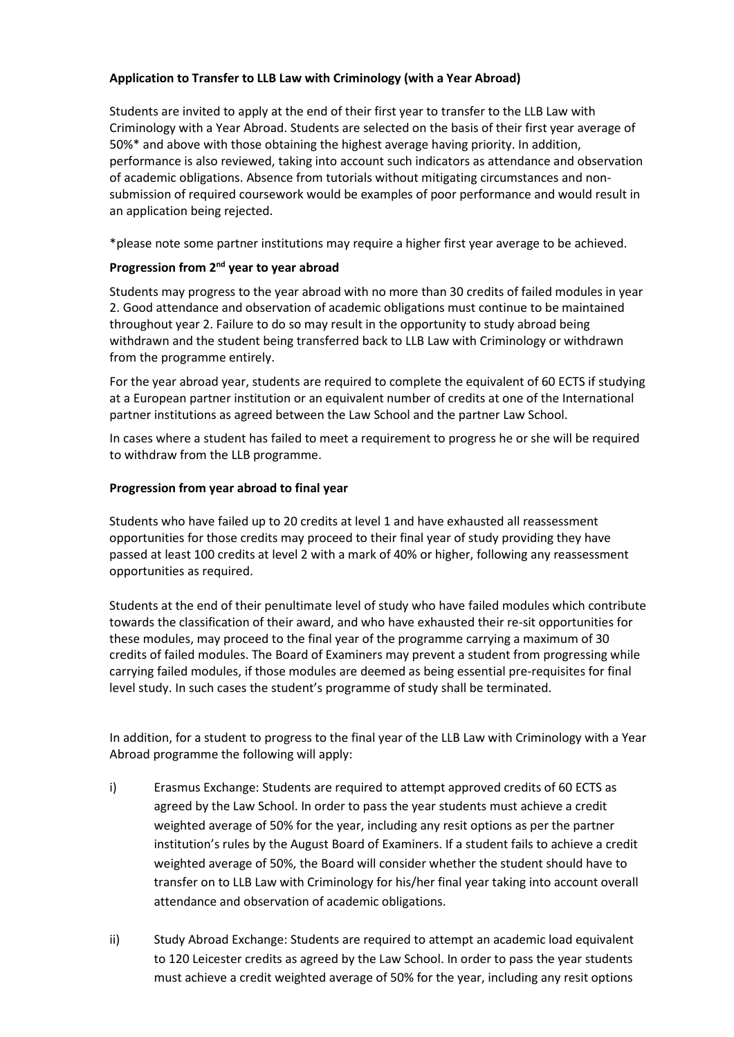**Application to Transfer to LLB Law with Criminology (with a Year Abroad)**

Students are invited to apply at the end of their first year to transfer to the LLB Law with Criminology with a Year Abroad. Students are selected on the basis of their first year average of 50%* and above with those obtaining the highest average having priority. In addition, performance is also reviewed, taking into account such indicators as attendance and observation of academic obligations. Absence from tutorials without mitigating circumstances and non-submission of required coursework would be examples of poor performance and would result in an application being rejected.

*please note some partner institutions may require a higher first year average to be achieved.

**Progression from 2nd year to year abroad**

Students may progress to the year abroad with no more than 30 credits of failed modules in year 2. Good attendance and observation of academic obligations must continue to be maintained throughout year 2. Failure to do so may result in the opportunity to study abroad being withdrawn and the student being transferred back to LLB Law with Criminology or withdrawn from the programme entirely.

For the year abroad year, students are required to complete the equivalent of 60 ECTS if studying at a European partner institution or an equivalent number of credits at one of the International partner institutions as agreed between the Law School and the partner Law School.

In cases where a student has failed to meet a requirement to progress he or she will be required to withdraw from the LLB programme.

**Progression from year abroad to final year**

Students who have failed up to 20 credits at level 1 and have exhausted all reassessment opportunities for those credits may proceed to their final year of study providing they have passed at least 100 credits at level 2 with a mark of 40% or higher, following any reassessment opportunities as required.

Students at the end of their penultimate level of study who have failed modules which contribute towards the classification of their award, and who have exhausted their re-sit opportunities for these modules, may proceed to the final year of the programme carrying a maximum of 30 credits of failed modules. The Board of Examiners may prevent a student from progressing while carrying failed modules, if those modules are deemed as being essential pre-requisites for final level study. In such cases the student's programme of study shall be terminated.

In addition, for a student to progress to the final year of the LLB Law with Criminology with a Year Abroad programme the following will apply:

i) Erasmus Exchange: Students are required to attempt approved credits of 60 ECTS as agreed by the Law School. In order to pass the year students must achieve a credit weighted average of 50% for the year, including any resit options as per the partner institution's rules by the August Board of Examiners. If a student fails to achieve a credit weighted average of 50%, the Board will consider whether the student should have to transfer on to LLB Law with Criminology for his/her final year taking into account overall attendance and observation of academic obligations.

ii) Study Abroad Exchange: Students are required to attempt an academic load equivalent to 120 Leicester credits as agreed by the Law School. In order to pass the year students must achieve a credit weighted average of 50% for the year, including any resit options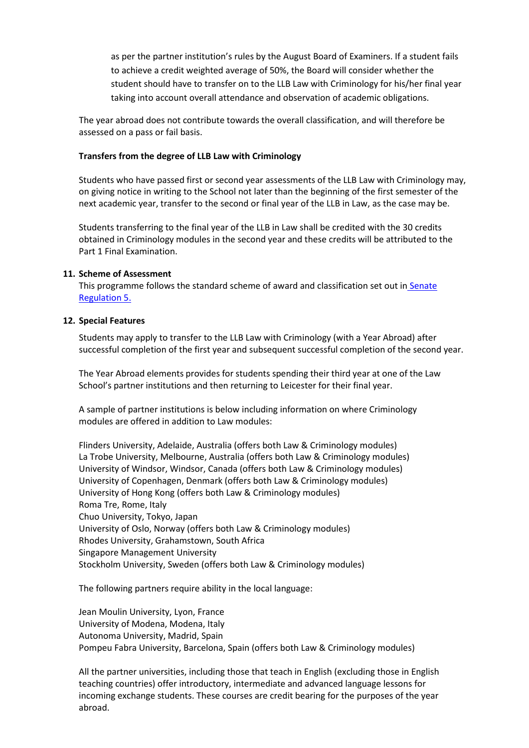as per the partner institution's rules by the August Board of Examiners. If a student fails to achieve a credit weighted average of 50%, the Board will consider whether the student should have to transfer on to the LLB Law with Criminology for his/her final year taking into account overall attendance and observation of academic obligations.

The year abroad does not contribute towards the overall classification, and will therefore be assessed on a pass or fail basis.

**Transfers from the degree of LLB Law with Criminology**

Students who have passed first or second year assessments of the LLB Law with Criminology may, on giving notice in writing to the School not later than the beginning of the first semester of the next academic year, transfer to the second or final year of the LLB in Law, as the case may be.

Students transferring to the final year of the LLB in Law shall be credited with the 30 credits obtained in Criminology modules in the second year and these credits will be attributed to the Part 1 Final Examination.

## 11. Scheme of Assessment

This programme follows the standard scheme of award and classification set out in Senate Regulation 5.

## 12. Special Features

Students may apply to transfer to the LLB Law with Criminology (with a Year Abroad) after successful completion of the first year and subsequent successful completion of the second year.

The Year Abroad elements provides for students spending their third year at one of the Law School's partner institutions and then returning to Leicester for their final year.

A sample of partner institutions is below including information on where Criminology modules are offered in addition to Law modules:

Flinders University, Adelaide, Australia (offers both Law & Criminology modules)
La Trobe University, Melbourne, Australia (offers both Law & Criminology modules)
University of Windsor, Windsor, Canada (offers both Law & Criminology modules)
University of Copenhagen, Denmark (offers both Law & Criminology modules)
University of Hong Kong (offers both Law & Criminology modules)
Roma Tre, Rome, Italy
Chuo University, Tokyo, Japan
University of Oslo, Norway (offers both Law & Criminology modules)
Rhodes University, Grahamstown, South Africa
Singapore Management University
Stockholm University, Sweden (offers both Law & Criminology modules)

The following partners require ability in the local language:

Jean Moulin University, Lyon, France
University of Modena, Modena, Italy
Autonoma University, Madrid, Spain
Pompeu Fabra University, Barcelona, Spain (offers both Law & Criminology modules)

All the partner universities, including those that teach in English (excluding those in English teaching countries) offer introductory, intermediate and advanced language lessons for incoming exchange students. These courses are credit bearing for the purposes of the year abroad.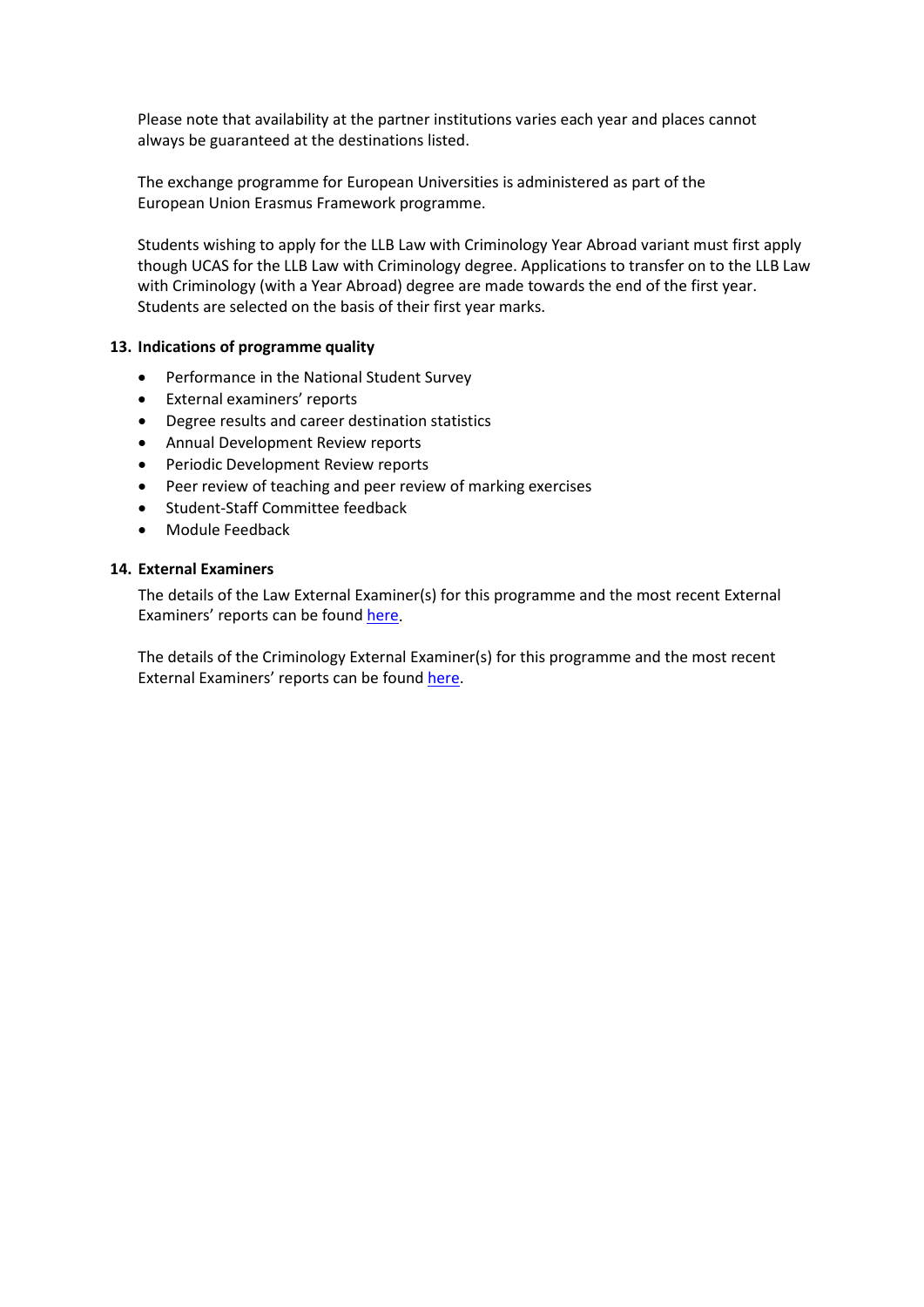Please note that availability at the partner institutions varies each year and places cannot always be guaranteed at the destinations listed.

The exchange programme for European Universities is administered as part of the European Union Erasmus Framework programme.

Students wishing to apply for the LLB Law with Criminology Year Abroad variant must first apply though UCAS for the LLB Law with Criminology degree. Applications to transfer on to the LLB Law with Criminology (with a Year Abroad) degree are made towards the end of the first year. Students are selected on the basis of their first year marks.

**13. Indications of programme quality**

- Performance in the National Student Survey
- External examiners' reports
- Degree results and career destination statistics
- Annual Development Review reports
- Periodic Development Review reports
- Peer review of teaching and peer review of marking exercises
- Student-Staff Committee feedback
- Module Feedback

**14. External Examiners**

The details of the Law External Examiner(s) for this programme and the most recent External Examiners' reports can be found here.

The details of the Criminology External Examiner(s) for this programme and the most recent External Examiners' reports can be found here.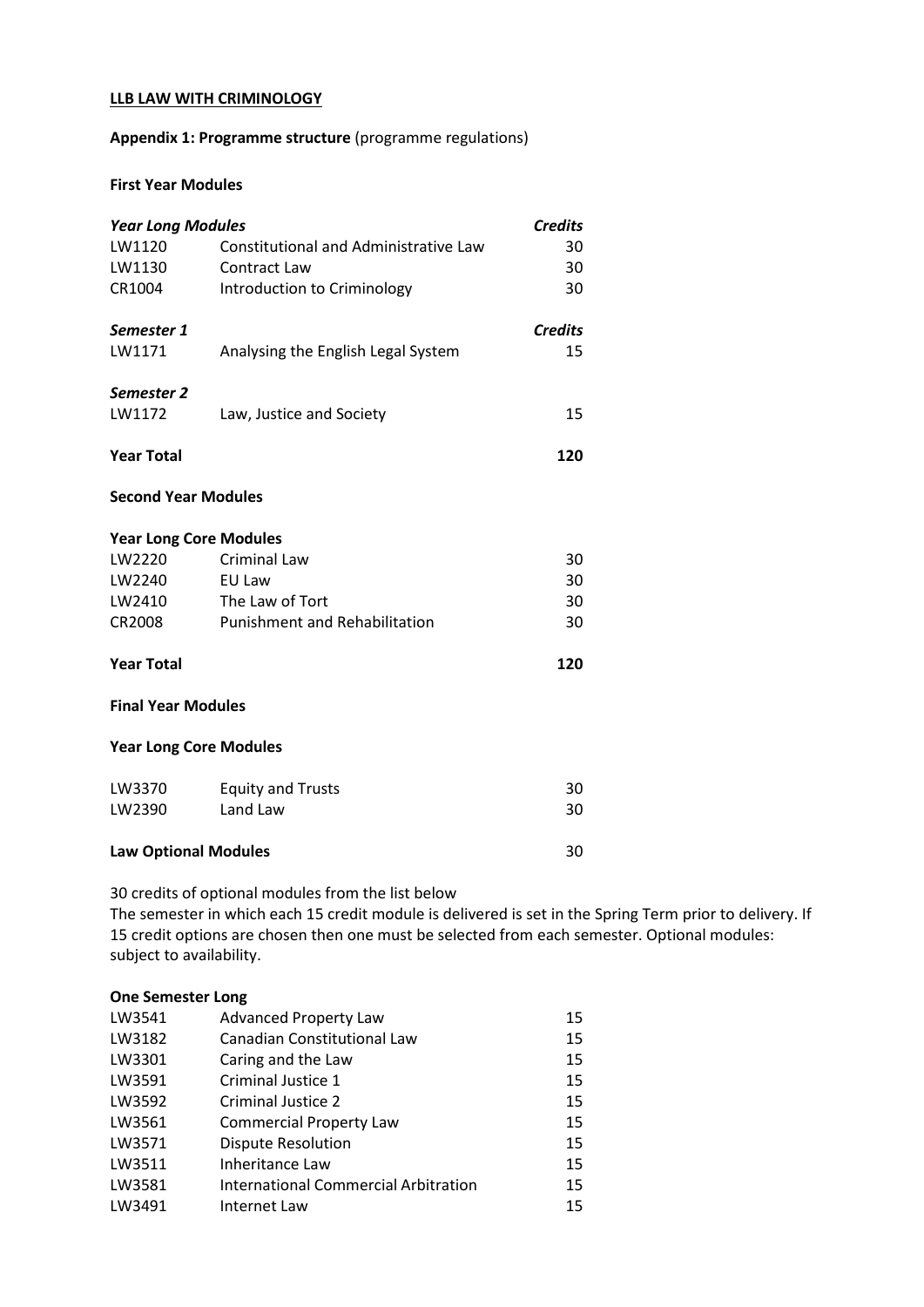**LLB LAW WITH CRIMINOLOGY**

**Appendix 1: Programme structure** (programme regulations)

**First Year Modules**

| ***Year Long Modules*** | | ***Credits*** |
|---|---|---|
| LW1120 | Constitutional and Administrative Law | 30 |
| LW1130 | Contract Law | 30 |
| CR1004 | Introduction to Criminology | 30 |
| ***Semester 1*** | | ***Credits*** |
| LW1171 | Analysing the English Legal System | 15 |
| ***Semester 2*** | | |
| LW1172 | Law, Justice and Society | 15 |
| **Year Total** | | **120** |

**Second Year Modules**

| **Year Long Core Modules** | | |
|---|---|---|
| LW2220 | Criminal Law | 30 |
| LW2240 | EU Law | 30 |
| LW2410 | The Law of Tort | 30 |
| CR2008 | Punishment and Rehabilitation | 30 |
| **Year Total** | | **120** |

**Final Year Modules**

**Year Long Core Modules**

| | | |
|---|---|---|
| LW3370 | Equity and Trusts | 30 |
| LW2390 | Land Law | 30 |
| **Law Optional Modules** | | 30 |

30 credits of optional modules from the list below
The semester in which each 15 credit module is delivered is set in the Spring Term prior to delivery. If 15 credit options are chosen then one must be selected from each semester. Optional modules: subject to availability.

**One Semester Long**

| | | |
|---|---|---|
| LW3541 | Advanced Property Law | 15 |
| LW3182 | Canadian Constitutional Law | 15 |
| LW3301 | Caring and the Law | 15 |
| LW3591 | Criminal Justice 1 | 15 |
| LW3592 | Criminal Justice 2 | 15 |
| LW3561 | Commercial Property Law | 15 |
| LW3571 | Dispute Resolution | 15 |
| LW3511 | Inheritance Law | 15 |
| LW3581 | International Commercial Arbitration | 15 |
| LW3491 | Internet Law | 15 |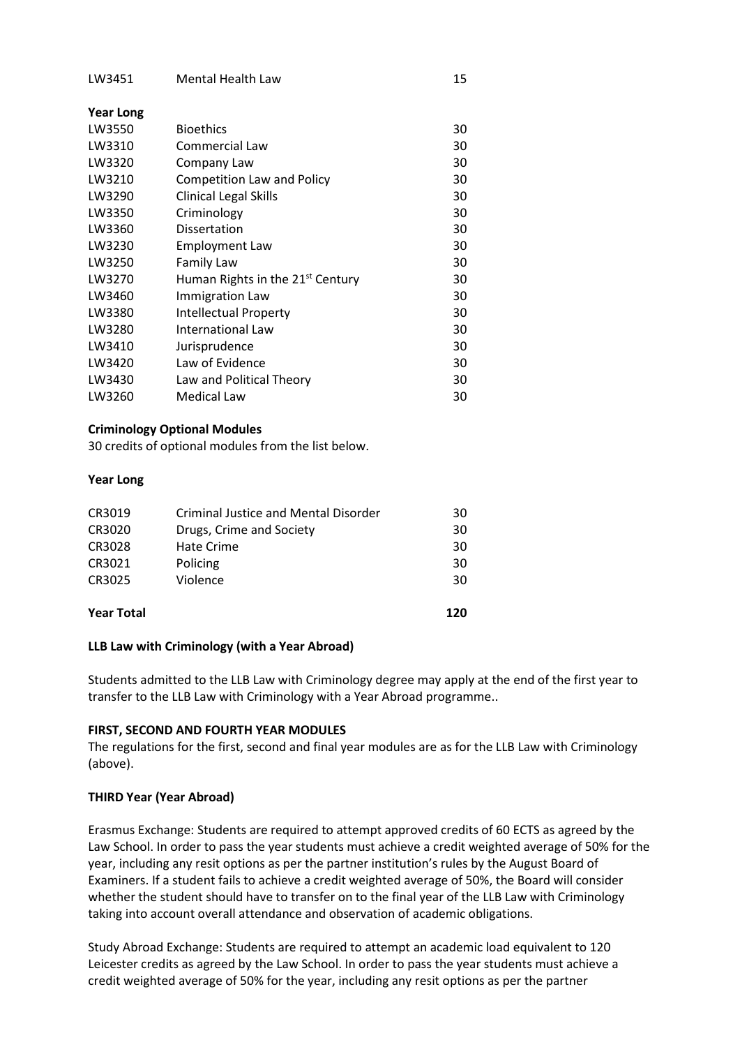| | | |
|---|---|---|
| LW3451 | Mental Health Law | 15 |

**Year Long**

| | | |
|---|---|---|
| LW3550 | Bioethics | 30 |
| LW3310 | Commercial Law | 30 |
| LW3320 | Company Law | 30 |
| LW3210 | Competition Law and Policy | 30 |
| LW3290 | Clinical Legal Skills | 30 |
| LW3350 | Criminology | 30 |
| LW3360 | Dissertation | 30 |
| LW3230 | Employment Law | 30 |
| LW3250 | Family Law | 30 |
| LW3270 | Human Rights in the 21st Century | 30 |
| LW3460 | Immigration Law | 30 |
| LW3380 | Intellectual Property | 30 |
| LW3280 | International Law | 30 |
| LW3410 | Jurisprudence | 30 |
| LW3420 | Law of Evidence | 30 |
| LW3430 | Law and Political Theory | 30 |
| LW3260 | Medical Law | 30 |

**Criminology Optional Modules**

30 credits of optional modules from the list below.

**Year Long**

| | | |
|---|---|---|
| CR3019 | Criminal Justice and Mental Disorder | 30 |
| CR3020 | Drugs, Crime and Society | 30 |
| CR3028 | Hate Crime | 30 |
| CR3021 | Policing | 30 |
| CR3025 | Violence | 30 |
| **Year Total** | | **120** |

**LLB Law with Criminology (with a Year Abroad)**

Students admitted to the LLB Law with Criminology degree may apply at the end of the first year to transfer to the LLB Law with Criminology with a Year Abroad programme..

**FIRST, SECOND AND FOURTH YEAR MODULES**

The regulations for the first, second and final year modules are as for the LLB Law with Criminology (above).

**THIRD Year (Year Abroad)**

Erasmus Exchange: Students are required to attempt approved credits of 60 ECTS as agreed by the Law School. In order to pass the year students must achieve a credit weighted average of 50% for the year, including any resit options as per the partner institution's rules by the August Board of Examiners. If a student fails to achieve a credit weighted average of 50%, the Board will consider whether the student should have to transfer on to the final year of the LLB Law with Criminology taking into account overall attendance and observation of academic obligations.

Study Abroad Exchange: Students are required to attempt an academic load equivalent to 120 Leicester credits as agreed by the Law School. In order to pass the year students must achieve a credit weighted average of 50% for the year, including any resit options as per the partner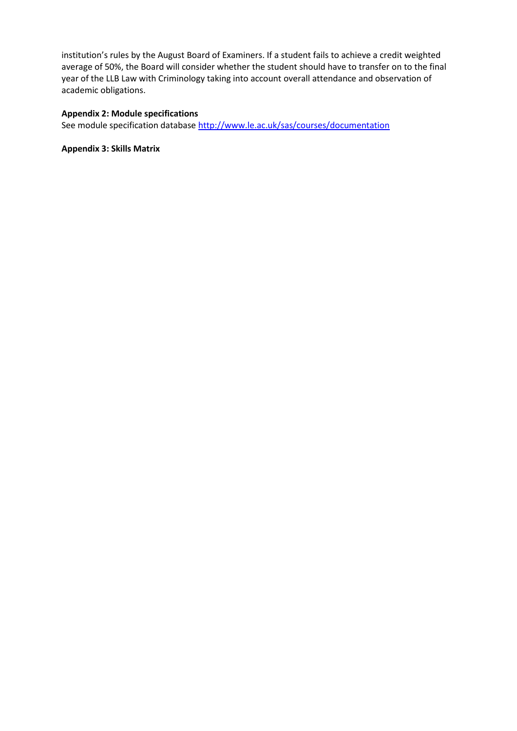institution's rules by the August Board of Examiners. If a student fails to achieve a credit weighted average of 50%, the Board will consider whether the student should have to transfer on to the final year of the LLB Law with Criminology taking into account overall attendance and observation of academic obligations.

**Appendix 2: Module specifications**

See module specification database [http://www.le.ac.uk/sas/courses/documentation](http://www.le.ac.uk/sas/courses/documentation)

**Appendix 3: Skills Matrix**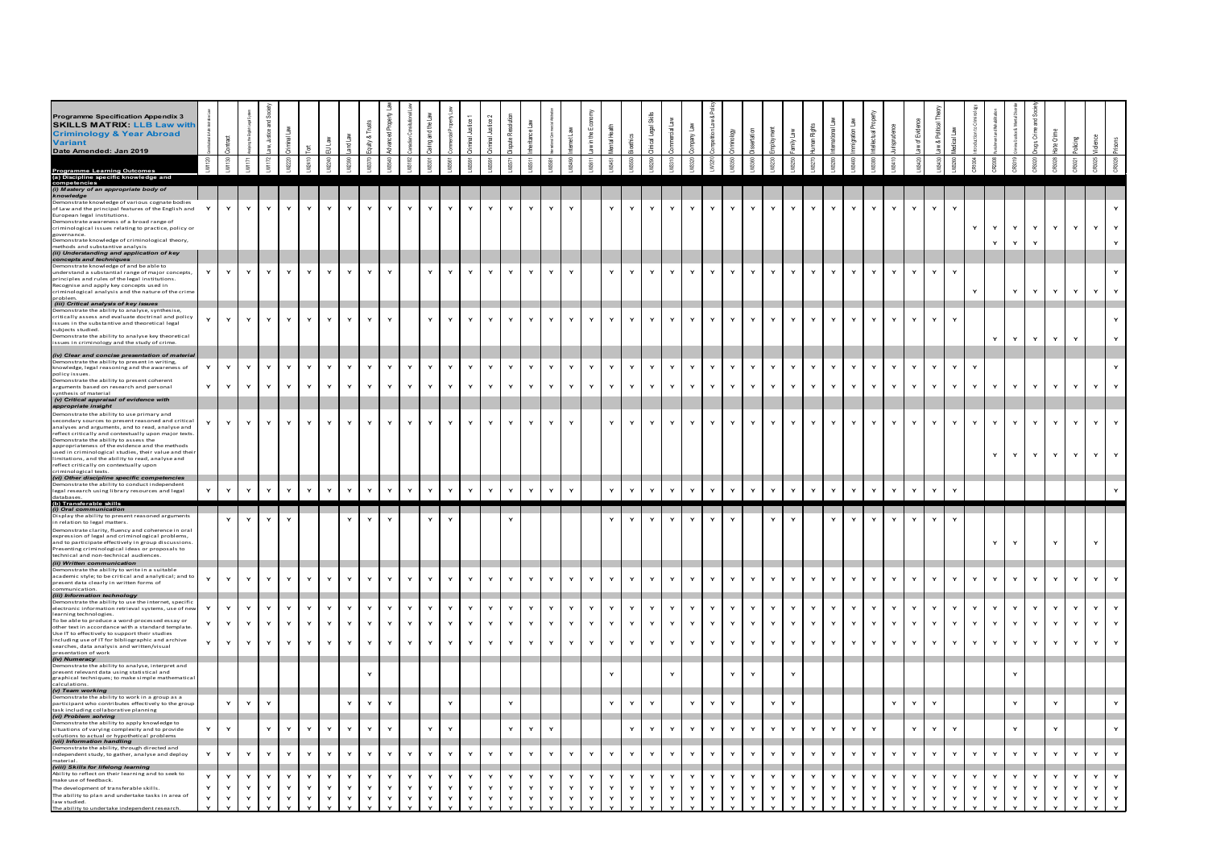**Programme Specification Appendix 3**
**SKILLS MATRIX: LLB Law with Criminology & Year Abroad Variant**
**Date Amended: Jan 2019**

| Programme Learning Outcomes | LW1120 Constitutional & Administrative Law | LW1130 Contract | LW1171 Analysing the English Legal System | LW1172 Law, Justice and Society | LW2230 Criminal Law | LW2410 Tort | LW2340 EU Law | LW2390 Land Law | LW3370 Equity & Trusts | LW3540 Advanced Property Law | LW3162 Canadian Constitutional Law | LW3081 Caring and the Law | LW3561 Commercial Property Law | LW3591 Criminal Justice 1 | LW3591 Criminal Justice 2 | LW3571 Dispute Resolution | LW3611 Inheritance Law | LW3581 International Commercial Arbitration | LW3490 Internet Law | LW3611 Law in the Economy | LW3451 Mental Health | LW3550 Bioethics | LW3290 Clinical Legal Skills | LW3310 Commercial Law | LW3320 Company Law | LW3210 Competition Law & Policy | LW3350 Criminology | LW3360 Dissertation | LW3230 Employment | LW3250 Family Law | LW3270 Human Rights | LW3390 International Law | LW3460 Immigration Law | LW3380 Intellectual Property | LW3410 Jurisprudence | LW3420 Law of Evidence | LW3430 Law & Political Theory | LW3280 Medical Law | CR1004 Introduction to Criminology | CR2008 Punishment and Rehabilitation | CR3019 Criminal Justice & Mental Disorder | CR2020 Drugs, Crime and Society | CR2026 Hate Crime | CR2021 Policing | CR2025 Violence | CR3029 Prisons |
|---|---|---|---|---|---|---|---|---|---|---|---|---|---|---|---|---|---|---|---|---|---|---|---|---|---|---|---|---|---|---|---|---|---|---|---|---|---|---|---|---|---|---|---|---|---|---|
| **(a) Discipline specific knowledge and competencies** | | | | | | | | | | | | | | | | | | | | | | | | | | | | | | | | | | | | | | | | | | | | | | |
| ***(i) Mastery of an appropriate body of knowledge*** | | | | | | | | | | | | | | | | | | | | | | | | | | | | | | | | | | | | | | | | | | | | | | |
| Demonstrate knowledge of various cognate bodies of Law and the principal features of the English and European legal institutions. | Y | Y | Y | Y | Y | Y | Y | Y | Y | Y | Y | Y | Y | Y | Y | Y | Y | Y | Y | | Y | Y | Y | Y | Y | Y | Y | Y | Y | Y | Y | Y | Y | Y | Y | Y | Y | Y | | | | | | | | Y |
| Demonstrate awareness of a broad range of criminological issues relating to practice, policy or governance. | | | | | | | | | | | | | | | | | | | | | | | | | | | | | | | | | | | | | | | Y | Y | Y | Y | Y | Y | Y | Y |
| Demonstrate knowledge of criminological theory, methods and substantive analysis | | | | | | | | | | | | | | | | | | | | | | | | | | | | | | | | | | | | | | | | Y | Y | Y | | | | Y |
| ***(ii) Understanding and application of key concepts and techniques*** | | | | | | | | | | | | | | | | | | | | | | | | | | | | | | | | | | | | | | | | | | | | | | |
| Demonstrate knowledge of and be able to understand a substantial range of major concepts, principles and rules of the legal institutions. | Y | Y | Y | Y | Y | Y | Y | Y | Y | Y | | Y | Y | Y | Y | Y | Y | Y | Y | | Y | Y | Y | Y | Y | Y | Y | Y | Y | Y | Y | Y | Y | Y | Y | Y | Y | Y | | | | | | | | Y |
| Recognise and apply key concepts used in criminological analysis and the nature of the crime problem. | | | | | | | | | | | | | | | | | | | | | | | | | | | | | | | | | | | | | | | Y | | Y | Y | Y | Y | Y | Y |
| ***(iii) Critical analysis of key issues*** | | | | | | | | | | | | | | | | | | | | | | | | | | | | | | | | | | | | | | | | | | | | | | |
| Demonstrate the ability to analyse, synthesise, critically assess and evaluate doctrinal and policy issues in the substantive and theoretical legal subjects studied. | Y | Y | Y | Y | Y | Y | Y | Y | Y | Y | | Y | Y | Y | Y | Y | Y | Y | Y | Y | Y | Y | Y | Y | Y | Y | Y | Y | Y | Y | Y | Y | Y | Y | Y | Y | Y | Y | | | | | | | | Y |
| Demonstrate the ability to analyse key theoretical issues in criminology and the study of crime. | | | | | | | | | | | | | | | | | | | | | | | | | | | | | | | | | | | | | | | | Y | Y | Y | Y | Y | | Y |
| ***(iv) Clear and concise presentation of material*** | | | | | | | | | | | | | | | | | | | | | | | | | | | | | | | | | | | | | | | | | | | | | | |
| Demonstrate the ability to present in writing, knowledge, legal reasoning and the awareness of policy issues. | Y | Y | Y | Y | Y | Y | Y | Y | Y | Y | Y | Y | Y | Y | Y | Y | Y | Y | Y | Y | Y | Y | Y | Y | Y | Y | Y | Y | Y | Y | Y | Y | Y | Y | Y | Y | Y | Y | Y | | | | | | | Y |
| Demonstrate the ability to present coherent arguments based on research and personal synthesis of material | Y | Y | Y | Y | Y | Y | Y | Y | Y | Y | Y | Y | Y | Y | Y | Y | Y | Y | Y | Y | Y | Y | Y | Y | Y | Y | Y | Y | Y | Y | Y | Y | Y | Y | Y | Y | Y | Y | Y | Y | Y | Y | Y | Y | Y | Y |
| ***(v) Critical appraisal of evidence with appropriate insight*** | | | | | | | | | | | | | | | | | | | | | | | | | | | | | | | | | | | | | | | | | | | | | | |
| Demonstrate the ability to use primary and secondary sources to present reasoned and critical analyses and arguments, and to read, analyse and reflect critically and contextually upon major texts. | Y | Y | Y | Y | Y | Y | Y | Y | Y | Y | Y | Y | Y | Y | Y | Y | Y | Y | Y | | Y | Y | Y | Y | Y | Y | Y | Y | Y | Y | Y | Y | Y | Y | Y | Y | Y | Y | Y | Y | Y | Y | Y | Y | Y | Y |
| Demonstrate the ability to assess the appropriateness of the evidence and the methods used in criminological studies, their value and their limitations, and the ability to read, analyse and reflect critically on contextually upon criminological texts. | | | | | | | | | | | | | | | | | | | | | | | | | | | | | | | | | | | | | | | | Y | Y | Y | Y | Y | Y | Y |
| ***(vi) Other discipline specific competencies*** | | | | | | | | | | | | | | | | | | | | | | | | | | | | | | | | | | | | | | | | | | | | | | |
| Demonstrate the ability to conduct independent legal research using library resources and legal databases. | Y | Y | Y | Y | Y | Y | Y | Y | Y | Y | Y | Y | Y | Y | Y | Y | Y | Y | Y | | Y | Y | Y | Y | Y | Y | Y | Y | Y | Y | Y | Y | Y | Y | Y | Y | Y | Y | | | | | | | | Y |
| **(b) Transferable skills** | | | | | | | | | | | | | | | | | | | | | | | | | | | | | | | | | | | | | | | | | | | | | | |
| ***(i) Oral communication*** | | | | | | | | | | | | | | | | | | | | | | | | | | | | | | | | | | | | | | | | | | | | | | |
| Display the ability to present reasoned arguments in relation to legal matters. | | Y | Y | Y | Y | | | Y | Y | Y | | Y | Y | | | Y | | | | | Y | Y | Y | Y | Y | Y | Y | | Y | Y | | Y | Y | Y | Y | Y | Y | Y | | | | | | | | |
| Demonstrate clarity, fluency and coherence in oral expression of legal and criminological problems, and to participate effectively in group discussions. Presenting criminological ideas or proposals to technical and non-technical audiences. | | | | | | | | | | | | | | | | | | | | | | | | | | | | | | | | | | | | | | | | Y | Y | | Y | | Y | |
| ***(ii) Written communication*** | | | | | | | | | | | | | | | | | | | | | | | | | | | | | | | | | | | | | | | | | | | | | | |
| Demonstrate the ability to write in a suitable academic style; to be critical and analytical; and to present data clearly in written forms of communication. | Y | Y | Y | Y | Y | Y | Y | Y | Y | Y | Y | Y | Y | Y | Y | Y | Y | Y | Y | Y | Y | Y | Y | Y | Y | Y | Y | Y | Y | Y | Y | Y | Y | Y | Y | Y | Y | Y | Y | Y | Y | Y | Y | Y | Y | Y |
| ***(iii) Information technology*** | | | | | | | | | | | | | | | | | | | | | | | | | | | | | | | | | | | | | | | | | | | | | | |
| Demonstrate the ability to use the internet, specific electronic information retrieval systems, use of new learning technologies. | Y | Y | Y | Y | Y | Y | Y | Y | Y | Y | Y | Y | Y | Y | Y | Y | Y | Y | Y | Y | Y | Y | Y | Y | Y | Y | Y | Y | Y | Y | Y | Y | Y | Y | Y | Y | Y | Y | Y | Y | Y | Y | Y | Y | Y | Y |
| To be able to produce a word-processed essay or other text in accordance with a standard template. | Y | Y | Y | Y | Y | Y | Y | Y | Y | Y | Y | Y | Y | Y | Y | Y | Y | Y | Y | Y | Y | Y | Y | Y | Y | Y | Y | Y | Y | Y | Y | Y | Y | Y | Y | Y | Y | Y | Y | Y | Y | Y | Y | Y | Y | Y |
| Use IT to effectively to support their studies including use of IT for bibliographic and archive searches, data analysis and written/visual presentation of work | Y | Y | Y | Y | Y | Y | Y | Y | Y | Y | Y | Y | Y | Y | Y | Y | Y | Y | Y | Y | Y | Y | Y | Y | Y | Y | Y | Y | Y | Y | Y | Y | Y | Y | Y | Y | Y | Y | Y | Y | Y | Y | Y | Y | Y | Y |
| ***(iv) Numeracy*** | | | | | | | | | | | | | | | | | | | | | | | | | | | | | | | | | | | | | | | | | | | | | | |
| Demonstrate the ability to analyse, interpret and present relevant data using statistical and graphical techniques; to make simple mathematical calculations. | | | | | | | | | Y | | | | | | | | | | | | Y | | | Y | | | Y | Y | | Y | | | | | | | | | | Y | | | | | | |
| ***(v) Team working*** | | | | | | | | | | | | | | | | | | | | | | | | | | | | | | | | | | | | | | | | | | | | | | |
| Demonstrate the ability to work in a group as a participant who contributes effectively to the group task including collaborative planning | | Y | Y | Y | | | | Y | Y | Y | | Y | | | | Y | | | | | Y | Y | Y | | Y | Y | Y | | Y | Y | | | | | Y | Y | Y | | | | Y | | Y | | | Y |
| ***(vi) Problem solving*** | | | | | | | | | | | | | | | | | | | | | | | | | | | | | | | | | | | | | | | | | | | | | | |
| Demonstrate the ability to apply knowledge to situations of varying complexity and to provide solutions to actual or hypothetical problems | Y | Y | | Y | Y | Y | Y | Y | Y | Y | | Y | Y | | | Y | Y | Y | | | | Y | Y | Y | Y | Y | Y | Y | Y | Y | Y | Y | Y | Y | | Y | Y | Y | | | Y | | Y | | | Y |
| ***(vii) Information handling*** | | | | | | | | | | | | | | | | | | | | | | | | | | | | | | | | | | | | | | | | | | | | | | |
| Demonstrate the ability, through directed and independent study, to gather, analyse and deploy material. | Y | Y | Y | Y | Y | Y | Y | Y | Y | Y | Y | Y | Y | Y | Y | Y | Y | Y | Y | Y | Y | Y | Y | Y | Y | Y | Y | Y | Y | Y | Y | Y | Y | Y | Y | Y | Y | Y | Y | Y | Y | Y | Y | Y | Y | Y |
| ***(viii) Skills for lifelong learning*** | | | | | | | | | | | | | | | | | | | | | | | | | | | | | | | | | | | | | | | | | | | | | | |
| Ability to reflect on their learning and to seek to make use of feedback. | Y | Y | Y | Y | Y | Y | Y | Y | Y | Y | Y | Y | Y | Y | Y | Y | Y | Y | Y | Y | Y | Y | Y | Y | Y | Y | Y | Y | Y | Y | Y | Y | Y | Y | Y | Y | Y | Y | Y | Y | Y | Y | Y | Y | Y | Y |
| The development of transferable skills. | Y | Y | Y | Y | Y | Y | Y | Y | Y | Y | Y | Y | Y | Y | Y | Y | Y | Y | Y | Y | Y | Y | Y | Y | Y | Y | Y | Y | Y | Y | Y | Y | Y | Y | Y | Y | Y | Y | Y | Y | Y | Y | Y | Y | Y | Y |
| The ability to plan and undertake tasks in area of law studied. | Y | Y | Y | Y | Y | Y | Y | Y | Y | Y | Y | Y | Y | Y | Y | Y | Y | Y | Y | Y | Y | Y | Y | Y | Y | Y | Y | Y | Y | Y | Y | Y | Y | Y | Y | Y | Y | Y | Y | Y | Y | Y | Y | Y | Y | Y |
| The ability to undertake independent research. | Y | Y | Y | Y | Y | Y | Y | Y | Y | Y | Y | Y | Y | Y | Y | Y | Y | Y | Y | Y | Y | Y | Y | Y | Y | Y | Y | Y | Y | Y | Y | Y | Y | Y | Y | Y | Y | Y | Y | Y | Y | Y | Y | Y | Y | Y |